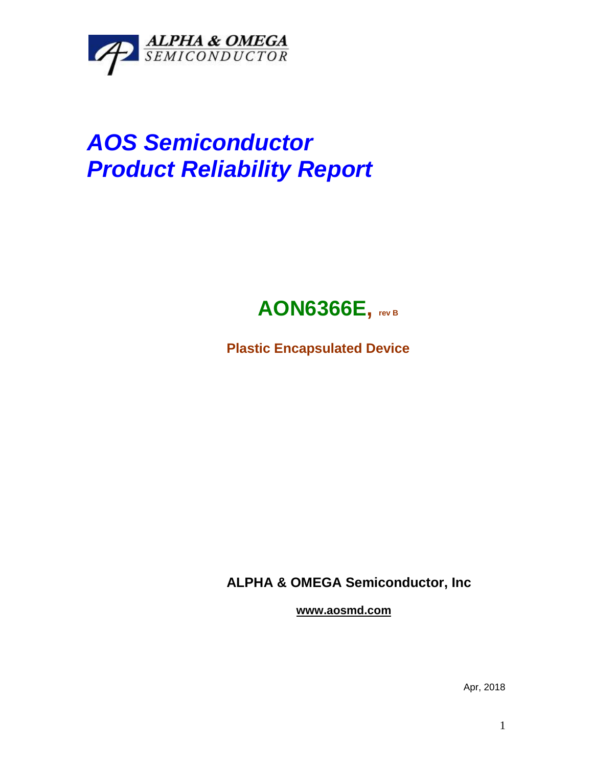ALPHA & OMEGA
SEMICONDUCTOR

# *AOS Semiconductor*
# *Product Reliability Report*

## AON6366E, rev B

**Plastic Encapsulated Device**

**ALPHA & OMEGA Semiconductor, Inc**

**www.aosmd.com**

Apr, 2018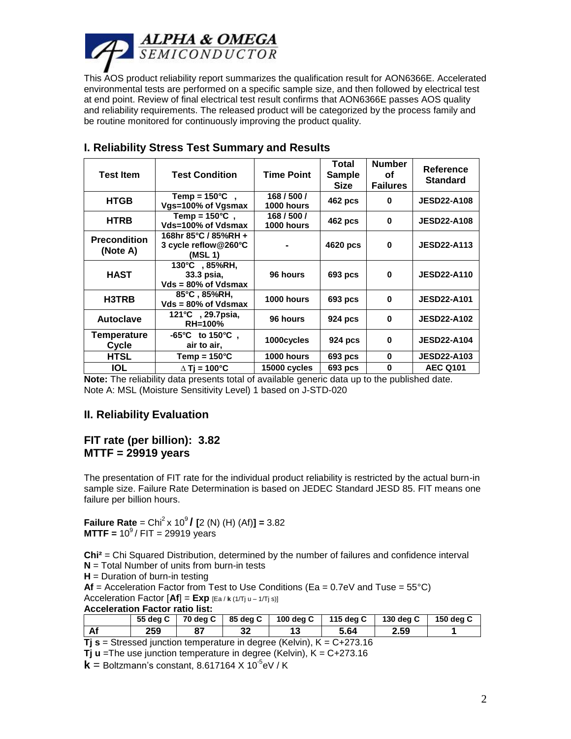ALPHA & OMEGA SEMICONDUCTOR

This AOS product reliability report summarizes the qualification result for AON6366E. Accelerated environmental tests are performed on a specific sample size, and then followed by electrical test at end point. Review of final electrical test result confirms that AON6366E passes AOS quality and reliability requirements. The released product will be categorized by the process family and be routine monitored for continuously improving the product quality.

## I. Reliability Stress Test Summary and Results

| Test Item | Test Condition | Time Point | Total Sample Size | Number of Failures | Reference Standard |
|---|---|---|---|---|---|
| HTGB | Temp = 150°C , Vgs=100% of Vgsmax | 168 / 500 / 1000 hours | 462 pcs | 0 | JESD22-A108 |
| HTRB | Temp = 150°C , Vds=100% of Vdsmax | 168 / 500 / 1000 hours | 462 pcs | 0 | JESD22-A108 |
| Precondition (Note A) | 168hr 85°C / 85%RH + 3 cycle reflow@260°C (MSL 1) | - | 4620 pcs | 0 | JESD22-A113 |
| HAST | 130°C , 85%RH, 33.3 psia, Vds = 80% of Vdsmax | 96 hours | 693 pcs | 0 | JESD22-A110 |
| H3TRB | 85°C , 85%RH, Vds = 80% of Vdsmax | 1000 hours | 693 pcs | 0 | JESD22-A101 |
| Autoclave | 121°C , 29.7psia, RH=100% | 96 hours | 924 pcs | 0 | JESD22-A102 |
| Temperature Cycle | -65°C to 150°C , air to air, | 1000cycles | 924 pcs | 0 | JESD22-A104 |
| HTSL | Temp = 150°C | 1000 hours | 693 pcs | 0 | JESD22-A103 |
| IOL | $\Delta$ Tj = 100°C | 15000 cycles | 693 pcs | 0 | AEC Q101 |

**Note:** The reliability data presents total of available generic data up to the published date.
Note A: MSL (Moisture Sensitivity Level) 1 based on J-STD-020

## II. Reliability Evaluation

### FIT rate (per billion): 3.82
### MTTF = 29919 years

The presentation of FIT rate for the individual product reliability is restricted by the actual burn-in sample size. Failure Rate Determination is based on JEDEC Standard JESD 85. FIT means one failure per billion hours.

**Failure Rate** = $\text{Chi}^2 \times 10^9$ **/ [**2 (N) (H) (Af)**] =** 3.82
**MTTF =** $10^9$ / FIT = 29919 years

**Chi²** = Chi Squared Distribution, determined by the number of failures and confidence interval
**N** = Total Number of units from burn-in tests
**H** = Duration of burn-in testing
**Af** = Acceleration Factor from Test to Use Conditions (Ea = 0.7eV and Tuse = 55°C)
Acceleration Factor [**Af**] = **Exp** [Ea / **k** (1/Tj u – 1/Tj s)]

**Acceleration Factor ratio list:**

| | 55 deg C | 70 deg C | 85 deg C | 100 deg C | 115 deg C | 130 deg C | 150 deg C |
|---|---|---|---|---|---|---|---|
| Af | 259 | 87 | 32 | 13 | 5.64 | 2.59 | 1 |

**Tj s** = Stressed junction temperature in degree (Kelvin), K = C+273.16
**Tj u** =The use junction temperature in degree (Kelvin), K = C+273.16
**k** = Boltzmann's constant, $8.617164 \times 10^{-5}$ eV / K